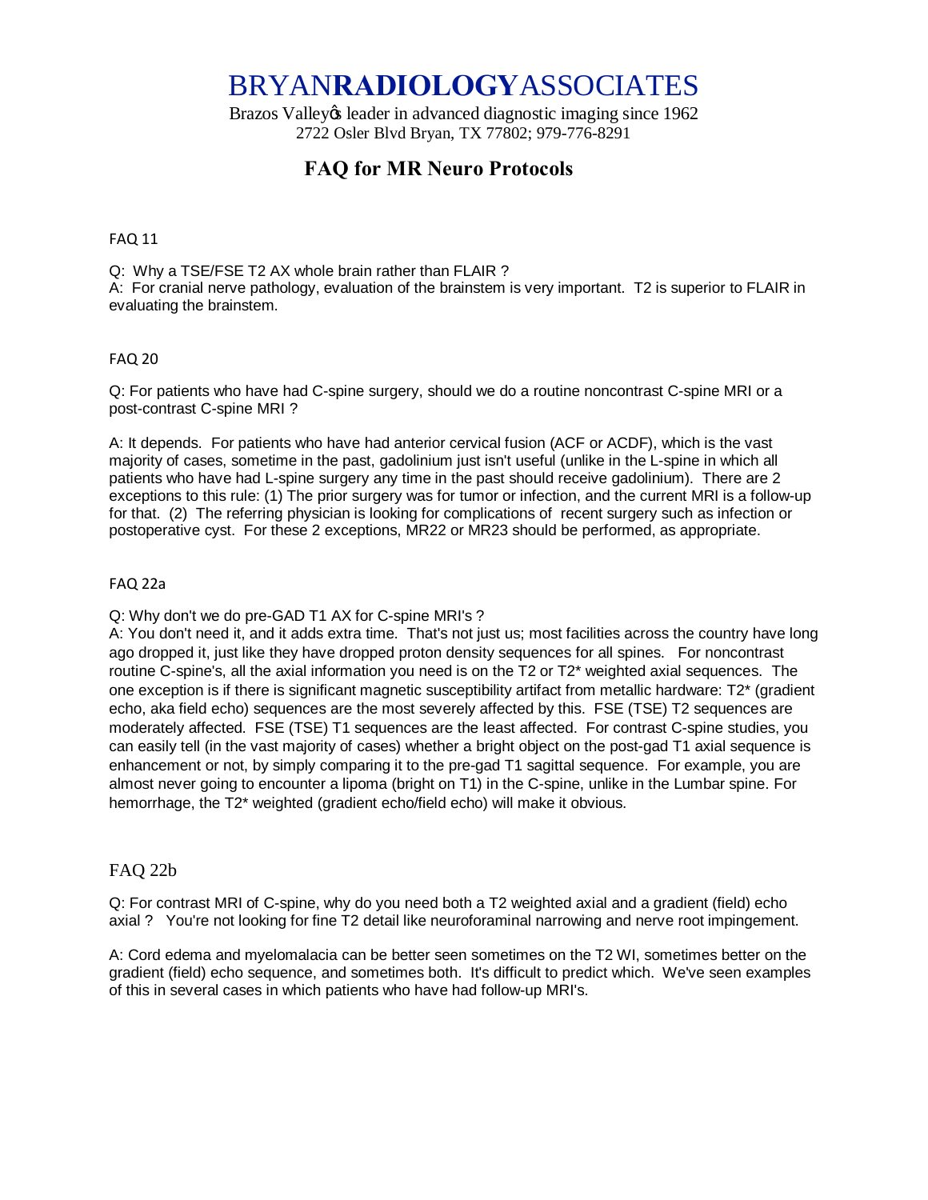# BRYAN**RADIOLOGY**ASSOCIATES

Brazos Valleyǿs leader in advanced diagnostic imaging since 1962
2722 Osler Blvd Bryan, TX 77802; 979-776-8291

## FAQ for MR Neuro Protocols

FAQ 11

Q: Why a TSE/FSE T2 AX whole brain rather than FLAIR ?
A: For cranial nerve pathology, evaluation of the brainstem is very important. T2 is superior to FLAIR in evaluating the brainstem.

FAQ 20

Q: For patients who have had C-spine surgery, should we do a routine noncontrast C-spine MRI or a post-contrast C-spine MRI ?

A: It depends. For patients who have had anterior cervical fusion (ACF or ACDF), which is the vast majority of cases, sometime in the past, gadolinium just isn't useful (unlike in the L-spine in which all patients who have had L-spine surgery any time in the past should receive gadolinium). There are 2 exceptions to this rule: (1) The prior surgery was for tumor or infection, and the current MRI is a follow-up for that. (2) The referring physician is looking for complications of recent surgery such as infection or postoperative cyst. For these 2 exceptions, MR22 or MR23 should be performed, as appropriate.

FAQ 22a

Q: Why don't we do pre-GAD T1 AX for C-spine MRI's ?
A: You don't need it, and it adds extra time. That's not just us; most facilities across the country have long ago dropped it, just like they have dropped proton density sequences for all spines. For noncontrast routine C-spine's, all the axial information you need is on the T2 or T2* weighted axial sequences. The one exception is if there is significant magnetic susceptibility artifact from metallic hardware: T2* (gradient echo, aka field echo) sequences are the most severely affected by this. FSE (TSE) T2 sequences are moderately affected. FSE (TSE) T1 sequences are the least affected. For contrast C-spine studies, you can easily tell (in the vast majority of cases) whether a bright object on the post-gad T1 axial sequence is enhancement or not, by simply comparing it to the pre-gad T1 sagittal sequence. For example, you are almost never going to encounter a lipoma (bright on T1) in the C-spine, unlike in the Lumbar spine. For hemorrhage, the T2* weighted (gradient echo/field echo) will make it obvious.

FAQ 22b

Q: For contrast MRI of C-spine, why do you need both a T2 weighted axial and a gradient (field) echo axial ? You're not looking for fine T2 detail like neuroforaminal narrowing and nerve root impingement.

A: Cord edema and myelomalacia can be better seen sometimes on the T2 WI, sometimes better on the gradient (field) echo sequence, and sometimes both. It's difficult to predict which. We've seen examples of this in several cases in which patients who have had follow-up MRI's.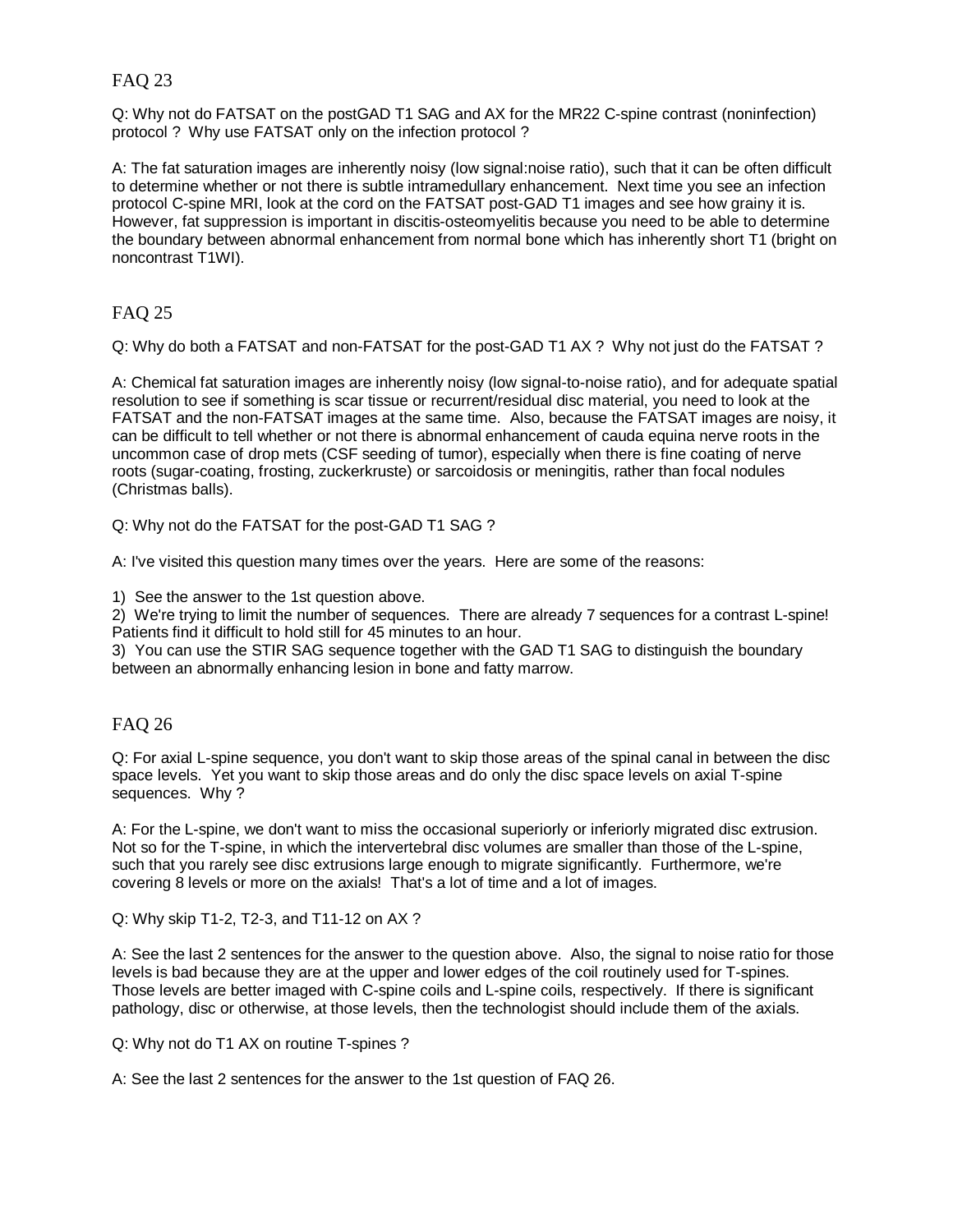## FAQ 23

Q: Why not do FATSAT on the postGAD T1 SAG and AX for the MR22 C-spine contrast (noninfection) protocol ? Why use FATSAT only on the infection protocol ?

A: The fat saturation images are inherently noisy (low signal:noise ratio), such that it can be often difficult to determine whether or not there is subtle intramedullary enhancement. Next time you see an infection protocol C-spine MRI, look at the cord on the FATSAT post-GAD T1 images and see how grainy it is. However, fat suppression is important in discitis-osteomyelitis because you need to be able to determine the boundary between abnormal enhancement from normal bone which has inherently short T1 (bright on noncontrast T1WI).

## FAQ 25

Q: Why do both a FATSAT and non-FATSAT for the post-GAD T1 AX ? Why not just do the FATSAT ?

A: Chemical fat saturation images are inherently noisy (low signal-to-noise ratio), and for adequate spatial resolution to see if something is scar tissue or recurrent/residual disc material, you need to look at the FATSAT and the non-FATSAT images at the same time. Also, because the FATSAT images are noisy, it can be difficult to tell whether or not there is abnormal enhancement of cauda equina nerve roots in the uncommon case of drop mets (CSF seeding of tumor), especially when there is fine coating of nerve roots (sugar-coating, frosting, zuckerkruste) or sarcoidosis or meningitis, rather than focal nodules (Christmas balls).

Q: Why not do the FATSAT for the post-GAD T1 SAG ?

A: I've visited this question many times over the years. Here are some of the reasons:

1) See the answer to the 1st question above.
2) We're trying to limit the number of sequences. There are already 7 sequences for a contrast L-spine! Patients find it difficult to hold still for 45 minutes to an hour.
3) You can use the STIR SAG sequence together with the GAD T1 SAG to distinguish the boundary between an abnormally enhancing lesion in bone and fatty marrow.

## FAQ 26

Q: For axial L-spine sequence, you don't want to skip those areas of the spinal canal in between the disc space levels. Yet you want to skip those areas and do only the disc space levels on axial T-spine sequences. Why ?

A: For the L-spine, we don't want to miss the occasional superiorly or inferiorly migrated disc extrusion. Not so for the T-spine, in which the intervertebral disc volumes are smaller than those of the L-spine, such that you rarely see disc extrusions large enough to migrate significantly. Furthermore, we're covering 8 levels or more on the axials! That's a lot of time and a lot of images.

Q: Why skip T1-2, T2-3, and T11-12 on AX ?

A: See the last 2 sentences for the answer to the question above. Also, the signal to noise ratio for those levels is bad because they are at the upper and lower edges of the coil routinely used for T-spines. Those levels are better imaged with C-spine coils and L-spine coils, respectively. If there is significant pathology, disc or otherwise, at those levels, then the technologist should include them of the axials.

Q: Why not do T1 AX on routine T-spines ?

A: See the last 2 sentences for the answer to the 1st question of FAQ 26.